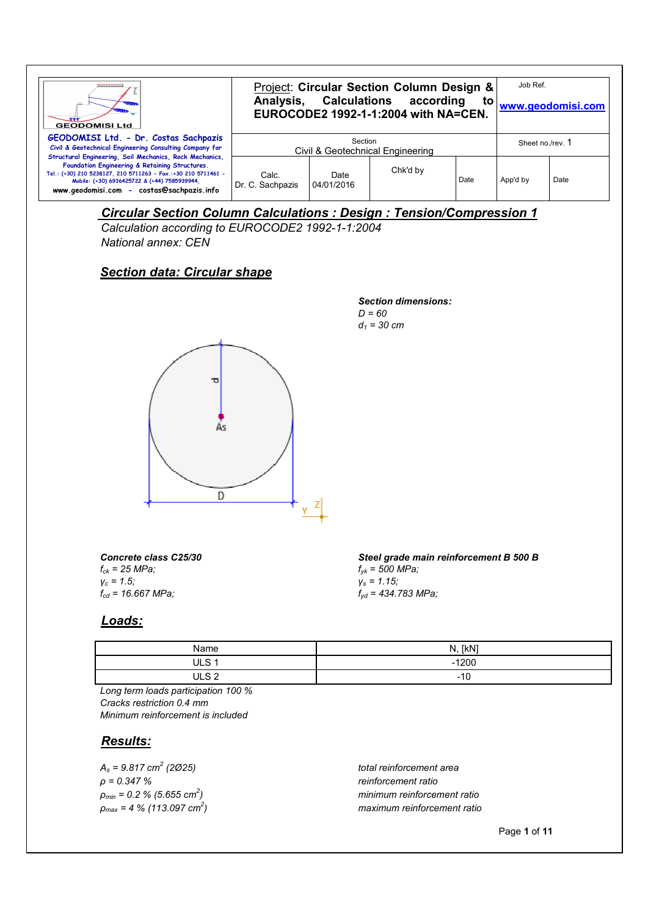| GEODOMISI Ltd<br>GEODOMISI Ltd. - Dr. Costas Sachpazis<br>Civil & Geotechnical Engineering Consulting Company for Structural Engineering, Soil Mechanics, Rock Mechanics, Foundation Engineering & Retaining Structures.<br>Tel.: (+30) 210 5238127, 210 5711263 - Fax.:+30 210 5711461 - Mobile: (+30) 6936425722 & (+44) 7585939944,<br>www.geodomisi.com - costas@sachpazis.info | Project: **Circular Section Column Design & Analysis, Calculations according to EUROCODE2 1992-1-1:2004 with NA=CEN.** | | | Job Ref.<br>www.geodomisi.com | |
|---|---|---|---|---|---|
| | Section<br>Civil & Geotechnical Engineering | | | Sheet no./rev. 1 | |
| | Calc.<br>Dr. C. Sachpazis | Date<br>04/01/2016 | Chk'd by | Date | App'd by | Date |

## *Circular Section Column Calculations : Design : Tension/Compression 1*

*Calculation according to EUROCODE2 1992-1-1:2004*
*National annex: CEN*

## *Section data: Circular shape*

***Section dimensions:***
*D = 60*
*$d_1$ = 30 cm*

***Concrete class C25/30***
*$f_{ck}$ = 25 MPa;*
*$\gamma_c$ = 1.5;*
*$f_{cd}$ = 16.667 MPa;*

***Steel grade main reinforcement B 500 B***
*$f_{yk}$ = 500 MPa;*
*$\gamma_s$ = 1.15;*
*$f_{yd}$ = 434.783 MPa;*

## *Loads:*

| Name | N, [kN] |
|---|---|
| ULS 1 | -1200 |
| ULS 2 | -10 |

*Long term loads participation 100 %*
*Cracks restriction 0.4 mm*
*Minimum reinforcement is included*

## *Results:*

| | |
|---|---|
| *$A_s$ = 9.817 $cm^2$ (2Ø25)* | *total reinforcement area* |
| *$\rho$ = 0.347 %* | *reinforcement ratio* |
| *$\rho_{min}$ = 0.2 % (5.655 $cm^2$)* | *minimum reinforcement ratio* |
| *$\rho_{max}$ = 4 % (113.097 $cm^2$)* | *maximum reinforcement ratio* |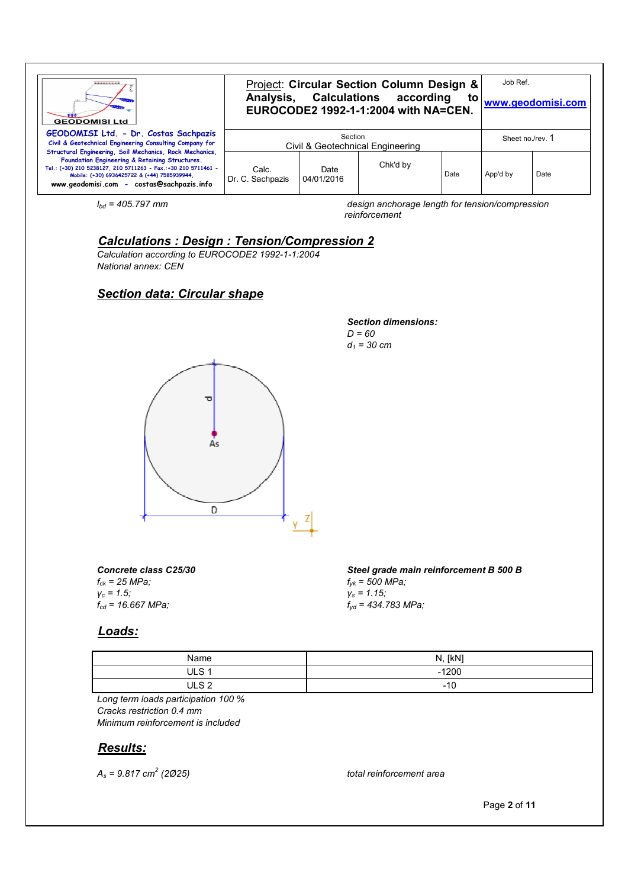$l_{bd}$ = 405.797 mm — design anchorage length for tension/compression reinforcement

## Calculations : Design : Tension/Compression 2

*Calculation according to EUROCODE2 1992-1-1:2004*
*National annex: CEN*

## Section data: Circular shape

**Section dimensions:**
$D = 60$
$d_1 = 30$ cm

**Concrete class C25/30**
$f_{ck} = 25$ MPa;
$\gamma_c = 1.5$;
$f_{cd} = 16.667$ MPa;

**Steel grade main reinforcement B 500 B**
$f_{yk} = 500$ MPa;
$\gamma_s = 1.15$;
$f_{yd} = 434.783$ MPa;

## Loads:

| Name | N, [kN] |
|---|---|
| ULS 1 | -1200 |
| ULS 2 | -10 |

*Long term loads participation 100 %*
*Cracks restriction 0.4 mm*
*Minimum reinforcement is included*

## Results:

$A_s = 9.817$ cm$^2$ (2Ø25) — total reinforcement area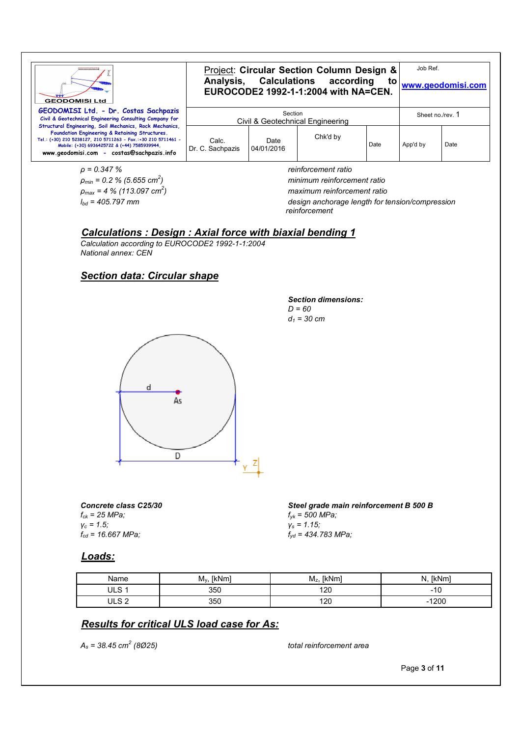$\rho$ = 0.347 % — *reinforcement ratio*

$\rho_{min}$ = 0.2 % (5.655 $cm^2$) — *minimum reinforcement ratio*

$\rho_{max}$ = 4 % (113.097 $cm^2$) — *maximum reinforcement ratio*

$l_{bd}$ = 405.797 mm — *design anchorage length for tension/compression reinforcement*

## *Calculations : Design : Axial force with biaxial bending 1*

*Calculation according to EUROCODE2 1992-1-1:2004*
*National annex: CEN*

## *Section data: Circular shape*

***Section dimensions:***
*D = 60*
*$d_1$ = 30 cm*

***Concrete class C25/30***
*$f_{ck}$ = 25 MPa;*
*$\gamma_c$ = 1.5;*
*$f_{cd}$ = 16.667 MPa;*

***Steel grade main reinforcement B 500 B***
*$f_{yk}$ = 500 MPa;*
*$\gamma_s$ = 1.15;*
*$f_{yd}$ = 434.783 MPa;*

## *Loads:*

| Name | $M_y$, [kNm] | $M_z$, [kNm] | N, [kNm] |
|---|---|---|---|
| ULS 1 | 350 | 120 | -10 |
| ULS 2 | 350 | 120 | -1200 |

## *Results for critical ULS load case for As:*

*$A_s$ = 38.45 $cm^2$ (8Ø25)* — *total reinforcement area*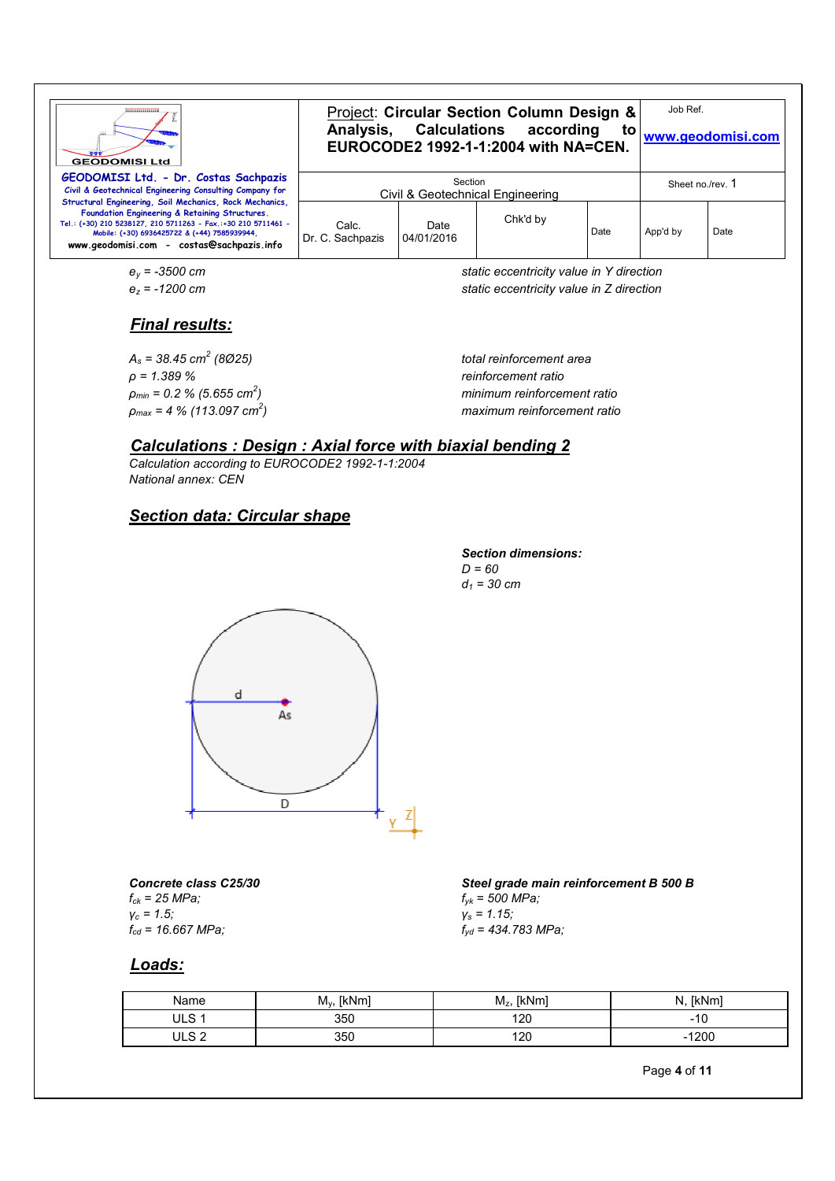$e_y$ = -3500 cm — *static eccentricity value in Y direction*
$e_z$ = -1200 cm — *static eccentricity value in Z direction*

## Final results:

$A_s$ = 38.45 $cm^2$ (8Ø25) — *total reinforcement area*
$\rho$ = 1.389 % — *reinforcement ratio*
$\rho_{min}$ = 0.2 % (5.655 $cm^2$) — *minimum reinforcement ratio*
$\rho_{max}$ = 4 % (113.097 $cm^2$) — *maximum reinforcement ratio*

## Calculations : Design : Axial force with biaxial bending 2

*Calculation according to EUROCODE2 1992-1-1:2004*
*National annex: CEN*

## Section data: Circular shape

**Section dimensions:**
D = 60
$d_1$ = 30 cm

d
As
D
Y Z

**Concrete class C25/30**
$f_{ck}$ = 25 MPa;
$\gamma_c$ = 1.5;
$f_{cd}$ = 16.667 MPa;

**Steel grade main reinforcement B 500 B**
$f_{yk}$ = 500 MPa;
$\gamma_s$ = 1.15;
$f_{yd}$ = 434.783 MPa;

## Loads:

| Name | $M_y$, [kNm] | $M_z$, [kNm] | N, [kNm] |
|---|---|---|---|
| ULS 1 | 350 | 120 | -10 |
| ULS 2 | 350 | 120 | -1200 |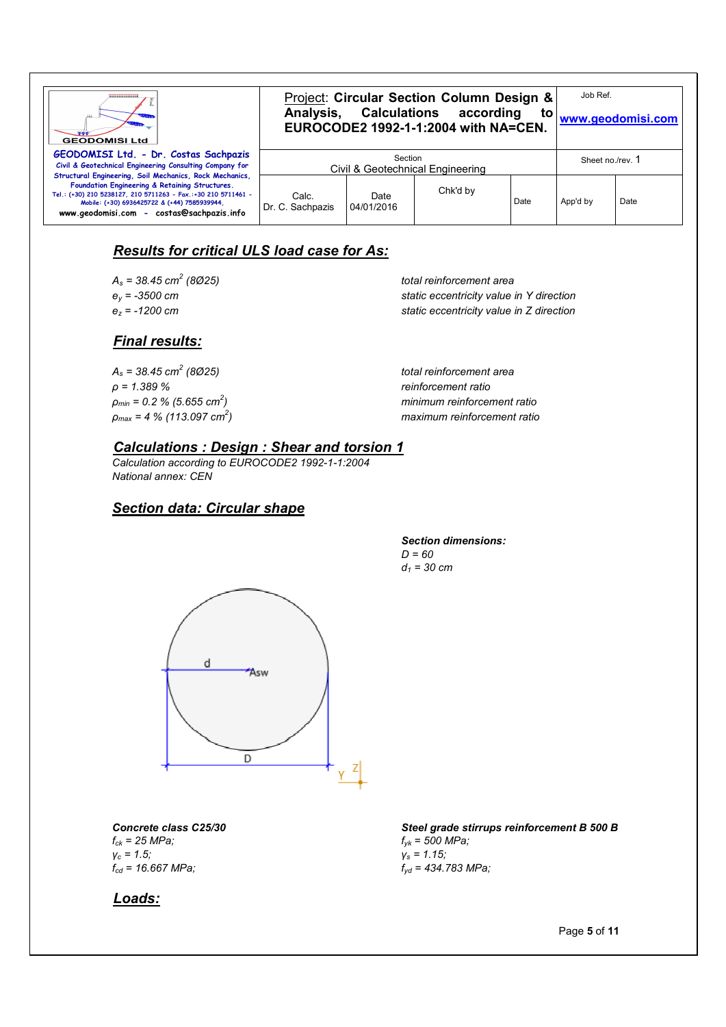## Results for critical ULS load case for As:

| | |
|---|---|
| $A_s$ = 38.45 $cm^2$ (8Ø25) | total reinforcement area |
| $e_y$ = -3500 cm | static eccentricity value in Y direction |
| $e_z$ = -1200 cm | static eccentricity value in Z direction |

## Final results:

| | |
|---|---|
| $A_s$ = 38.45 $cm^2$ (8Ø25) | total reinforcement area |
| $\rho$ = 1.389 % | reinforcement ratio |
| $\rho_{min}$ = 0.2 % (5.655 $cm^2$) | minimum reinforcement ratio |
| $\rho_{max}$ = 4 % (113.097 $cm^2$) | maximum reinforcement ratio |

## Calculations : Design : Shear and torsion 1

*Calculation according to EUROCODE2 1992-1-1:2004*
*National annex: CEN*

## Section data: Circular shape

***Section dimensions:***
*D = 60*
*$d_1$ = 30 cm*

**Concrete class C25/30**
*$f_{ck}$ = 25 MPa;*
*$\gamma_c$ = 1.5;*
*$f_{cd}$ = 16.667 MPa;*

**Steel grade stirrups reinforcement B 500 B**
*$f_{yk}$ = 500 MPa;*
*$\gamma_s$ = 1.15;*
*$f_{yd}$ = 434.783 MPa;*

## Loads: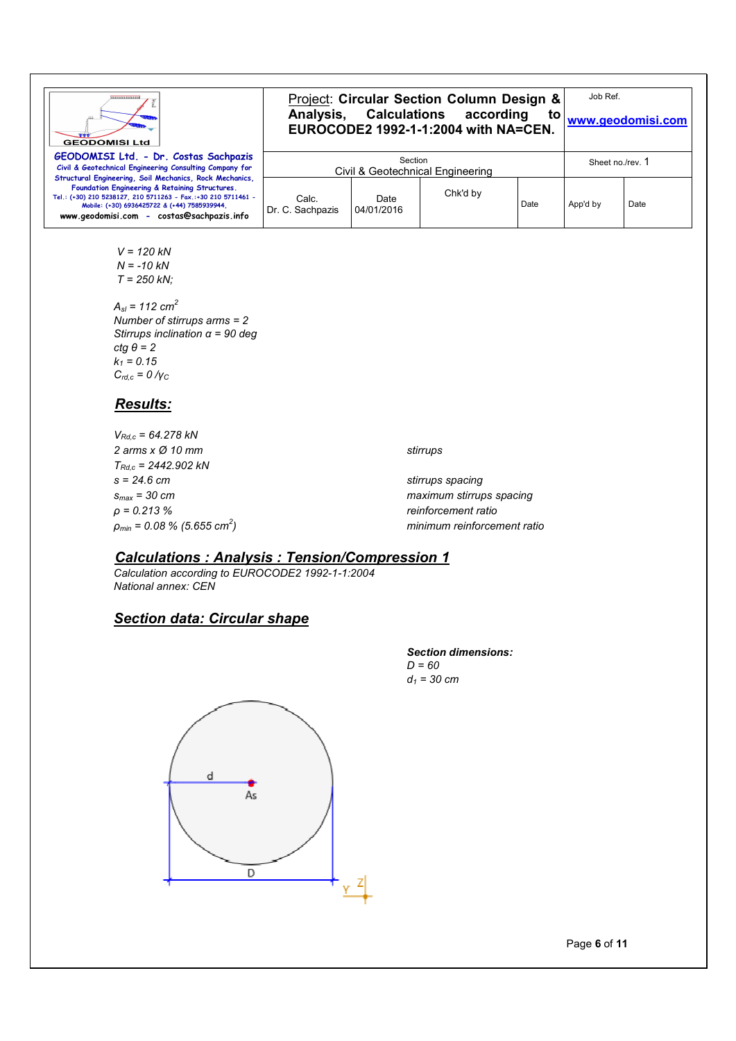$V$ = 120 kN
$N$ = -10 kN
$T$ = 250 kN;

$A_{sl}$ = 112 $cm^2$
Number of stirrups arms = 2
Stirrups inclination α = 90 deg
ctg θ = 2
$k_1$ = 0.15
$C_{rd,c}$ = 0 /$\gamma_C$

## *Results:*

| | |
|---|---|
| $V_{Rd,c}$ = 64.278 kN | |
| 2 arms x Ø 10 mm | stirrups |
| $T_{Rd,c}$ = 2442.902 kN | |
| $s$ = 24.6 cm | stirrups spacing |
| $s_{max}$ = 30 cm | maximum stirrups spacing |
| ρ = 0.213 % | reinforcement ratio |
| $\rho_{min}$ = 0.08 % (5.655 $cm^2$) | minimum reinforcement ratio |

## *Calculations : Analysis : Tension/Compression 1*

*Calculation according to EUROCODE2 1992-1-1:2004*
*National annex: CEN*

## *Section data: Circular shape*

***Section dimensions:***
$D$ = 60
$d_1$ = 30 cm

d
As
D
Y Z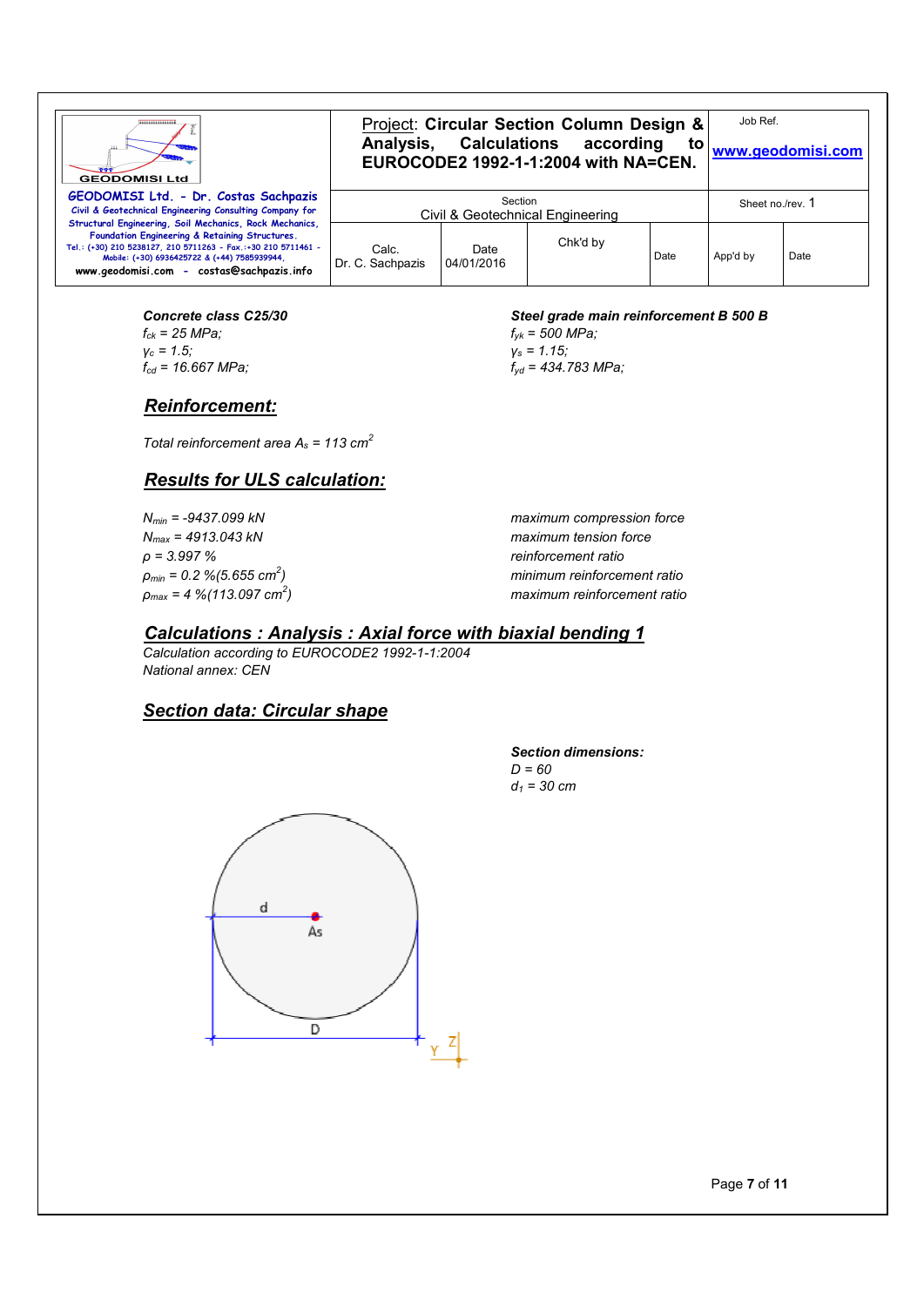**Concrete class C25/30**

$f_{ck}$ = 25 MPa;
$\gamma_c$ = 1.5;
$f_{cd}$ = 16.667 MPa;

**Steel grade main reinforcement B 500 B**

$f_{yk}$ = 500 MPa;
$\gamma_s$ = 1.15;
$f_{yd}$ = 434.783 MPa;

## Reinforcement:

*Total reinforcement area $A_s$ = 113 $cm^2$*

## Results for ULS calculation:

| | |
|---|---|
| $N_{min}$ = -9437.099 kN | maximum compression force |
| $N_{max}$ = 4913.043 kN | maximum tension force |
| $\rho$ = 3.997 % | reinforcement ratio |
| $\rho_{min}$ = 0.2 %(5.655 $cm^2$) | minimum reinforcement ratio |
| $\rho_{max}$ = 4 %(113.097 $cm^2$) | maximum reinforcement ratio |

## Calculations : Analysis : Axial force with biaxial bending 1

*Calculation according to EUROCODE2 1992-1-1:2004*
*National annex: CEN*

## Section data: Circular shape

**Section dimensions:**

D = 60
$d_1$ = 30 cm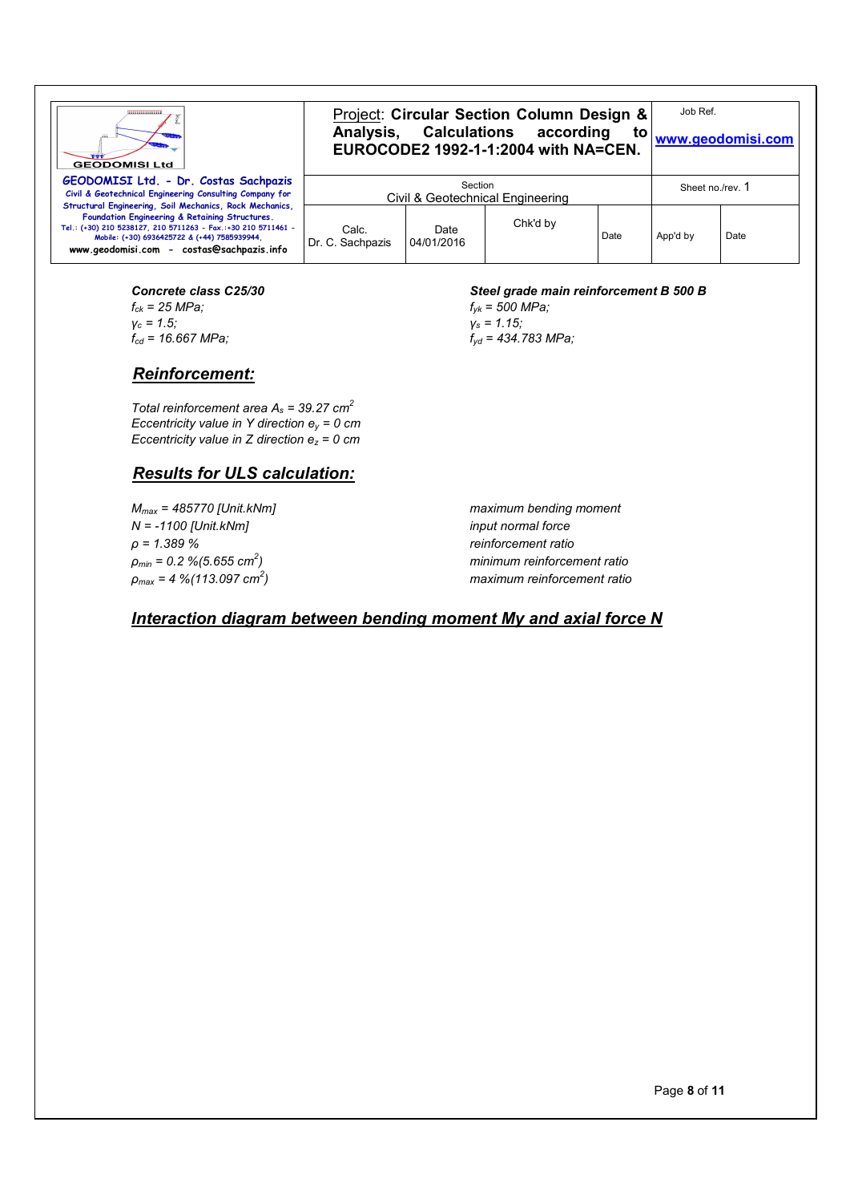| GEODOMISI Ltd - Dr. Costas Sachpazis | Project: **Circular Section Column Design & Analysis, Calculations according to EUROCODE2 1992-1-1:2004 with NA=CEN.** | | | Job Ref. www.geodomisi.com | |
|---|---|---|---|---|---|
| Civil & Geotechnical Engineering Consulting Company for Structural Engineering, Soil Mechanics, Rock Mechanics, Foundation Engineering & Retaining Structures. Tel.: (+30) 210 5238127, 210 5711263 - Fax.:+30 210 5711461 - Mobile: (+30) 6936425722 & (+44) 7585939944, www.geodomisi.com - costas@sachpazis.info | Section: Civil & Geotechnical Engineering | | | Sheet no./rev. 1 | |
| | Calc. Dr. C. Sachpazis | Date 04/01/2016 | Chk'd by | Date | App'd by | Date |

***Concrete class C25/30***

*$f_{ck}$ = 25 MPa;*

*$\gamma_c$ = 1.5;*

*$f_{cd}$ = 16.667 MPa;*

***Steel grade main reinforcement B 500 B***

*$f_{yk}$ = 500 MPa;*

*$\gamma_s$ = 1.15;*

*$f_{yd}$ = 434.783 MPa;*

## ***Reinforcement:***

*Total reinforcement area $A_s$ = 39.27 $cm^2$*

*Eccentricity value in Y direction $e_y$ = 0 cm*

*Eccentricity value in Z direction $e_z$ = 0 cm*

## ***Results for ULS calculation:***

| | |
|---|---|
| *$M_{max}$ = 485770 [Unit.kNm]* | *maximum bending moment* |
| *N = -1100 [Unit.kNm]* | *input normal force* |
| *ρ = 1.389 %* | *reinforcement ratio* |
| *$\rho_{min}$ = 0.2 %(5.655 $cm^2$)* | *minimum reinforcement ratio* |
| *$\rho_{max}$ = 4 %(113.097 $cm^2$)* | *maximum reinforcement ratio* |

## ***Interaction diagram between bending moment My and axial force N***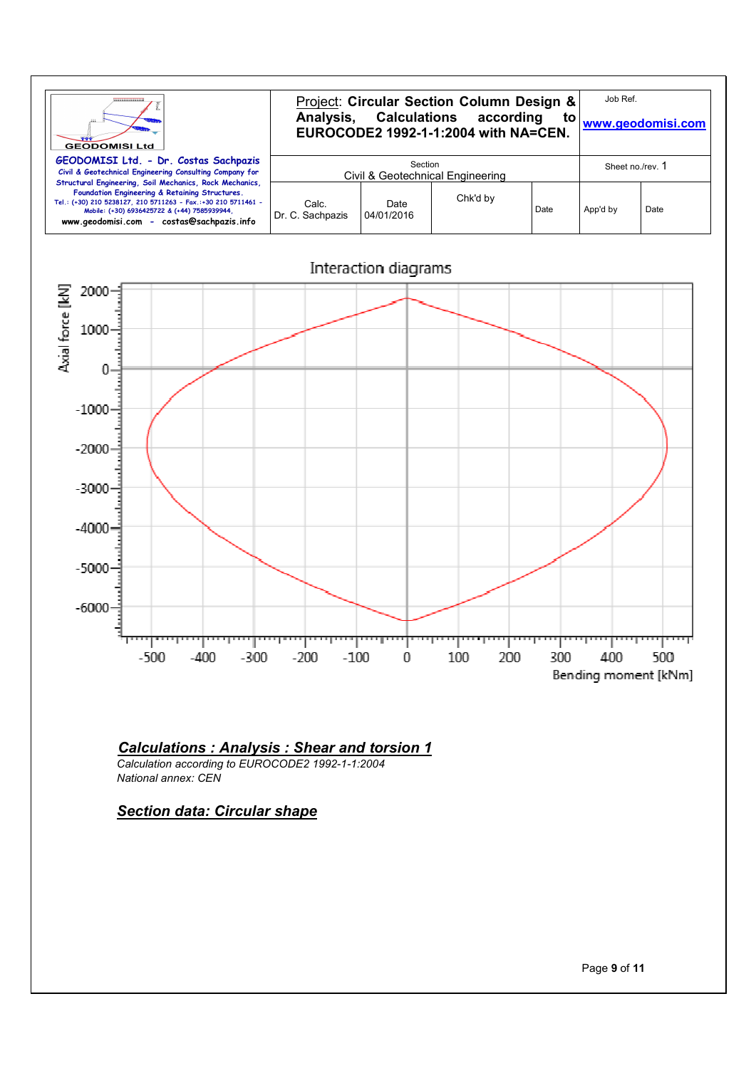| GEODOMISI Ltd. - Dr. Costas Sachpazis<br>Civil & Geotechnical Engineering Consulting Company for Structural Engineering, Soil Mechanics, Rock Mechanics, Foundation Engineering & Retaining Structures.<br>Tel.: (+30) 210 5238127, 210 5711263 - Fax.:+30 210 5711461 - Mobile: (+30) 6936425722 & (+44) 7585939944,<br>www.geodomisi.com - costas@sachpazis.info | Project: **Circular Section Column Design & Analysis, Calculations according to EUROCODE2 1992-1-1:2004 with NA=CEN.** | | | Job Ref.<br>www.geodomisi.com | |
|---|---|---|---|---|---|
| | Section<br>Civil & Geotechnical Engineering | | | Sheet no./rev. 1 | |
| | Calc.<br>Dr. C. Sachpazis | Date<br>04/01/2016 | Chk'd by | Date | App'd by | Date |

Interaction diagrams

## *Calculations : Analysis : Shear and torsion 1*

*Calculation according to EUROCODE2 1992-1-1:2004*
*National annex: CEN*

## *Section data: Circular shape*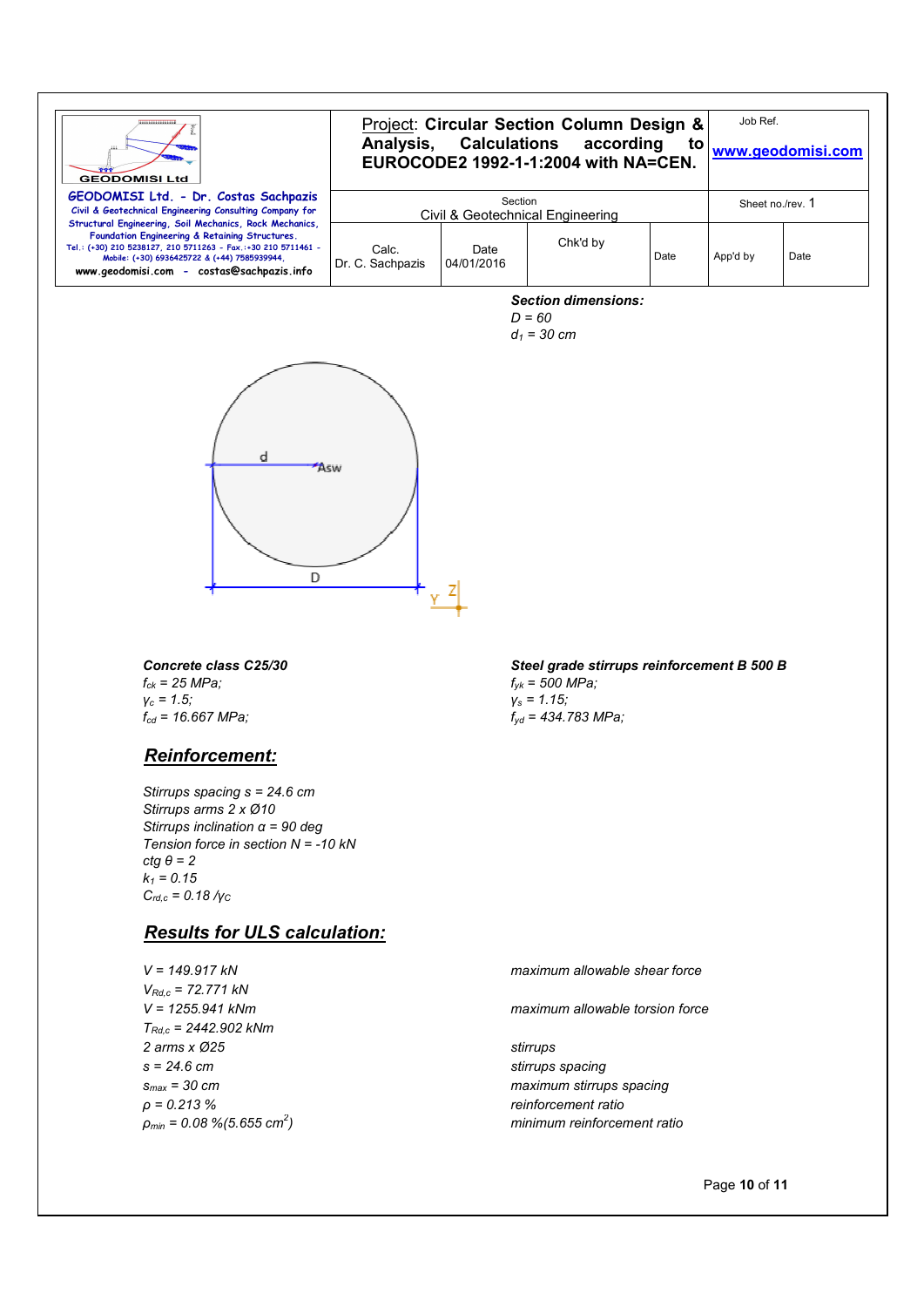| GEODOMISI Ltd. - Dr. Costas Sachpazis<br>Civil & Geotechnical Engineering Consulting Company for Structural Engineering, Soil Mechanics, Rock Mechanics, Foundation Engineering & Retaining Structures.<br>Tel.: (+30) 210 5238127, 210 5711263 - Fax.:+30 210 5711461 - Mobile: (+30) 6936425722 & (+44) 7585939944,<br>www.geodomisi.com - costas@sachpazis.info | Project: **Circular Section Column Design & Analysis, Calculations according to EUROCODE2 1992-1-1:2004 with NA=CEN.** | | | Job Ref.<br>www.geodomisi.com | |
|---|---|---|---|---|---|
| | Section<br>Civil & Geotechnical Engineering | | | Sheet no./rev. 1 | |
| | Calc.<br>Dr. C. Sachpazis | Date<br>04/01/2016 | Chk'd by | Date | App'd by | Date |

***Section dimensions:***

*D = 60*
*$d_1$ = 30 cm*

***Concrete class C25/30***

*$f_{ck}$ = 25 MPa;*
*$\gamma_c$ = 1.5;*
*$f_{cd}$ = 16.667 MPa;*

***Steel grade stirrups reinforcement B 500 B***

*$f_{yk}$ = 500 MPa;*
*$\gamma_s$ = 1.15;*
*$f_{yd}$ = 434.783 MPa;*

## *Reinforcement:*

*Stirrups spacing s = 24.6 cm*
*Stirrups arms 2 x Ø10*
*Stirrups inclination α = 90 deg*
*Tension force in section N = -10 kN*
*ctg θ = 2*
*$k_1$ = 0.15*
*$C_{Rd,c}$ = 0.18 /$\gamma_C$*

## *Results for ULS calculation:*

| | |
|---|---|
| *V = 149.917 kN* | *maximum allowable shear force* |
| *$V_{Rd,c}$ = 72.771 kN* | |
| *V = 1255.941 kNm* | *maximum allowable torsion force* |
| *$T_{Rd,c}$ = 2442.902 kNm* | |
| *2 arms x Ø25* | *stirrups* |
| *s = 24.6 cm* | *stirrups spacing* |
| *$s_{max}$ = 30 cm* | *maximum stirrups spacing* |
| *ρ = 0.213 %* | *reinforcement ratio* |
| *$\rho_{min}$ = 0.08 %(5.655 $cm^2$)* | *minimum reinforcement ratio* |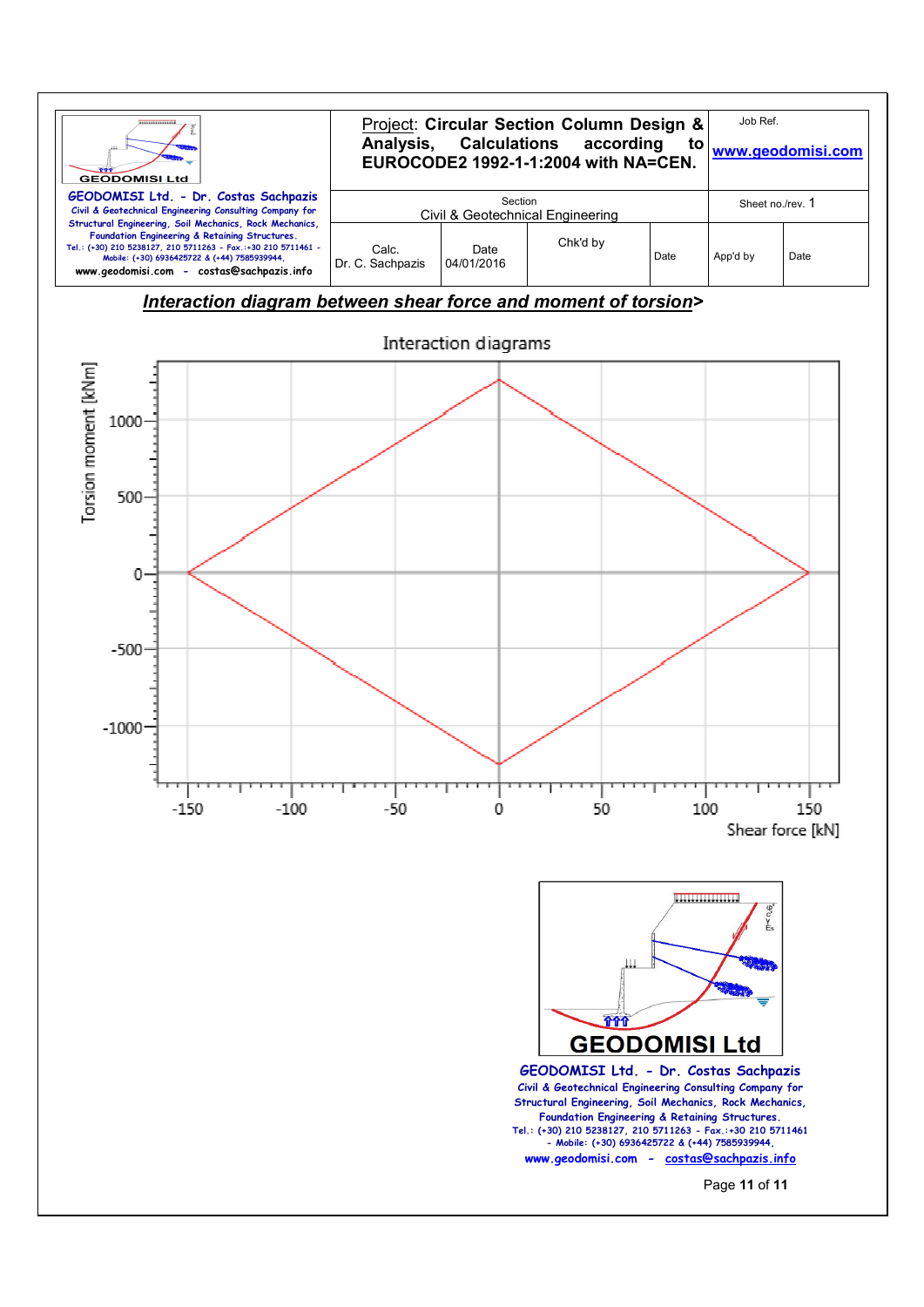## *Interaction diagram between shear force and moment of torsion>*

Interaction diagrams

Torsion moment [kNm]

1000

500

0

-500

-1000

-150 -100 -50 0 50 100 150

Shear force [kN]

GEODOMISI Ltd

GEODOMISI Ltd. - Dr. Costas Sachpazis
Civil & Geotechnical Engineering Consulting Company for Structural Engineering, Soil Mechanics, Rock Mechanics, Foundation Engineering & Retaining Structures.
Tel.: (+30) 210 5238127, 210 5711263 - Fax.:+30 210 5711461 - Mobile: (+30) 6936425722 & (+44) 7585939944,
www.geodomisi.com - costas@sachpazis.info